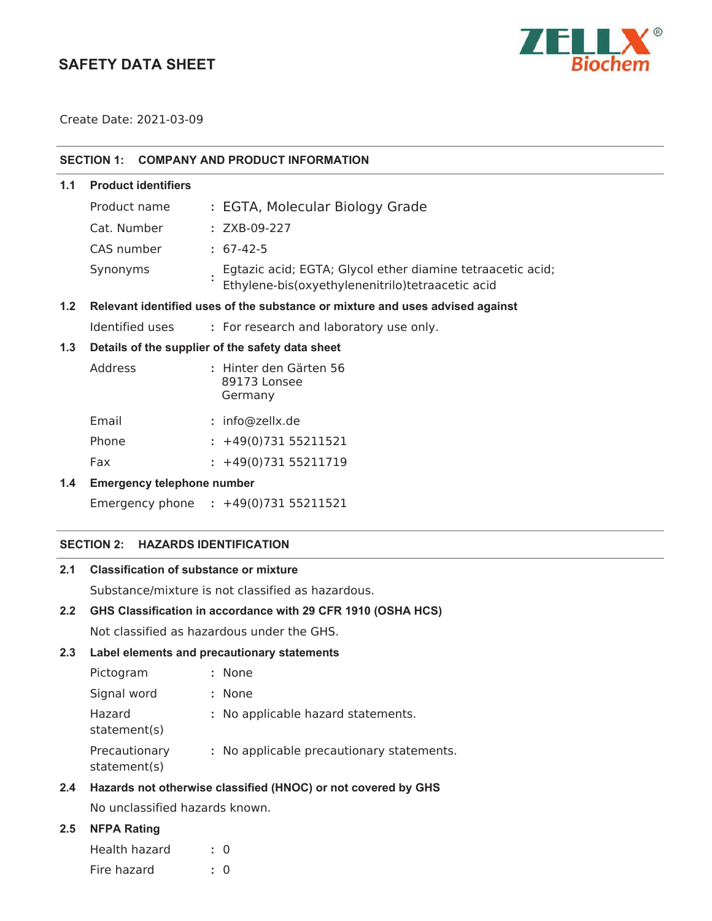# SAFETY DATA SHEET

ZELLX® Biochem

Create Date: 2021-03-09

## SECTION 1: COMPANY AND PRODUCT INFORMATION

### 1.1 Product identifiers

| | | |
|---|---|---|
| Product name | : | EGTA, Molecular Biology Grade |
| Cat. Number | : | ZXB-09-227 |
| CAS number | : | 67-42-5 |
| Synonyms | : | Egtazic acid; EGTA; Glycol ether diamine tetraacetic acid; Ethylene-bis(oxyethylenenitrilo)tetraacetic acid |

### 1.2 Relevant identified uses of the substance or mixture and uses advised against

| | | |
|---|---|---|
| Identified uses | : | For research and laboratory use only. |

### 1.3 Details of the supplier of the safety data sheet

| | | |
|---|---|---|
| Address | : | Hinter den Gärten 56<br>89173 Lonsee<br>Germany |
| Email | : | info@zellx.de |
| Phone | : | +49(0)731 55211521 |
| Fax | : | +49(0)731 55211719 |

### 1.4 Emergency telephone number

| | | |
|---|---|---|
| Emergency phone | : | +49(0)731 55211521 |

## SECTION 2: HAZARDS IDENTIFICATION

### 2.1 Classification of substance or mixture

Substance/mixture is not classified as hazardous.

### 2.2 GHS Classification in accordance with 29 CFR 1910 (OSHA HCS)

Not classified as hazardous under the GHS.

### 2.3 Label elements and precautionary statements

| | | |
|---|---|---|
| Pictogram | : | None |
| Signal word | : | None |
| Hazard statement(s) | : | No applicable hazard statements. |
| Precautionary statement(s) | : | No applicable precautionary statements. |

### 2.4 Hazards not otherwise classified (HNOC) or not covered by GHS

No unclassified hazards known.

### 2.5 NFPA Rating

| | | |
|---|---|---|
| Health hazard | : | 0 |
| Fire hazard | : | 0 |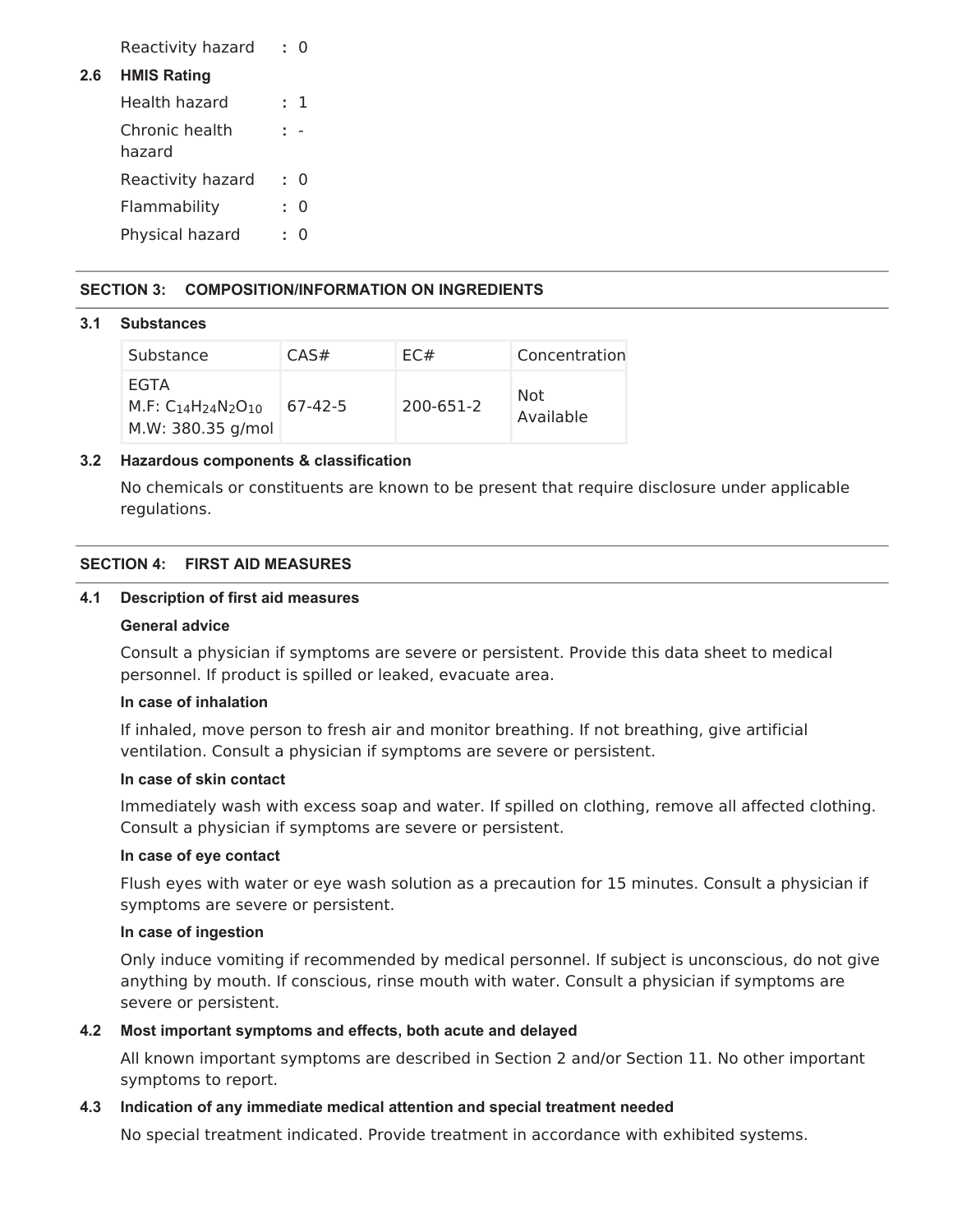Reactivity hazard : 0

**2.6 HMIS Rating**

Health hazard : 1

Chronic health hazard : -

Reactivity hazard : 0

Flammability : 0

Physical hazard : 0

## SECTION 3: COMPOSITION/INFORMATION ON INGREDIENTS

### 3.1 Substances

| Substance | CAS# | EC# | Concentration |
|---|---|---|---|
| EGTA<br>M.F: $C_{14}H_{24}N_2O_{10}$<br>M.W: 380.35 g/mol | 67-42-5 | 200-651-2 | Not Available |

### 3.2 Hazardous components & classification

No chemicals or constituents are known to be present that require disclosure under applicable regulations.

## SECTION 4: FIRST AID MEASURES

### 4.1 Description of first aid measures

**General advice**

Consult a physician if symptoms are severe or persistent. Provide this data sheet to medical personnel. If product is spilled or leaked, evacuate area.

**In case of inhalation**

If inhaled, move person to fresh air and monitor breathing. If not breathing, give artificial ventilation. Consult a physician if symptoms are severe or persistent.

**In case of skin contact**

Immediately wash with excess soap and water. If spilled on clothing, remove all affected clothing. Consult a physician if symptoms are severe or persistent.

**In case of eye contact**

Flush eyes with water or eye wash solution as a precaution for 15 minutes. Consult a physician if symptoms are severe or persistent.

**In case of ingestion**

Only induce vomiting if recommended by medical personnel. If subject is unconscious, do not give anything by mouth. If conscious, rinse mouth with water. Consult a physician if symptoms are severe or persistent.

### 4.2 Most important symptoms and effects, both acute and delayed

All known important symptoms are described in Section 2 and/or Section 11. No other important symptoms to report.

### 4.3 Indication of any immediate medical attention and special treatment needed

No special treatment indicated. Provide treatment in accordance with exhibited systems.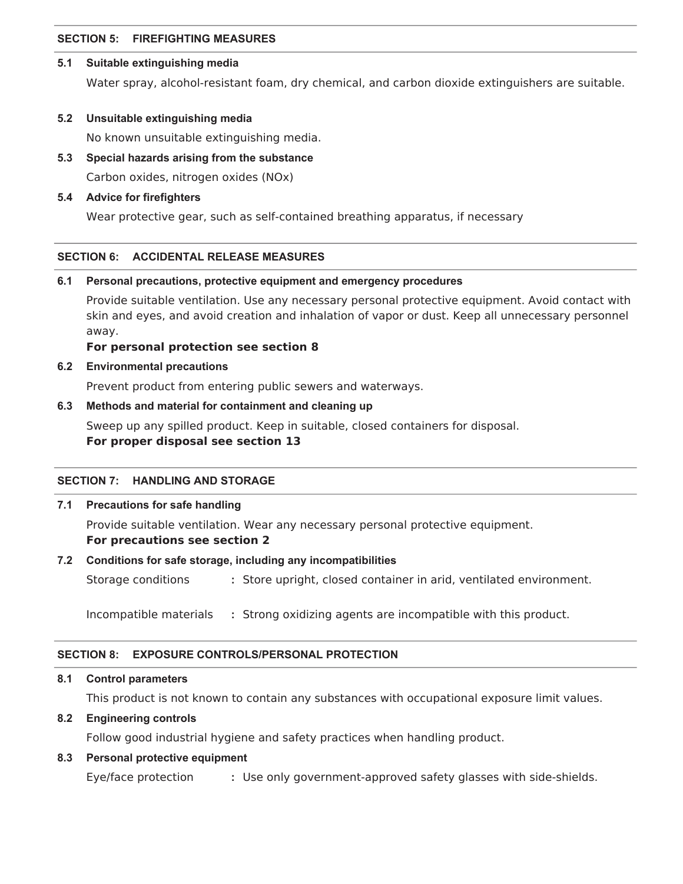## SECTION 5: FIREFIGHTING MEASURES

### 5.1 Suitable extinguishing media

Water spray, alcohol-resistant foam, dry chemical, and carbon dioxide extinguishers are suitable.

### 5.2 Unsuitable extinguishing media

No known unsuitable extinguishing media.

### 5.3 Special hazards arising from the substance

Carbon oxides, nitrogen oxides (NOx)

### 5.4 Advice for firefighters

Wear protective gear, such as self-contained breathing apparatus, if necessary

## SECTION 6: ACCIDENTAL RELEASE MEASURES

### 6.1 Personal precautions, protective equipment and emergency procedures

Provide suitable ventilation. Use any necessary personal protective equipment. Avoid contact with skin and eyes, and avoid creation and inhalation of vapor or dust. Keep all unnecessary personnel away.

**For personal protection see section 8**

### 6.2 Environmental precautions

Prevent product from entering public sewers and waterways.

### 6.3 Methods and material for containment and cleaning up

Sweep up any spilled product. Keep in suitable, closed containers for disposal.

**For proper disposal see section 13**

## SECTION 7: HANDLING AND STORAGE

### 7.1 Precautions for safe handling

Provide suitable ventilation. Wear any necessary personal protective equipment.

**For precautions see section 2**

### 7.2 Conditions for safe storage, including any incompatibilities

Storage conditions : Store upright, closed container in arid, ventilated environment.

Incompatible materials : Strong oxidizing agents are incompatible with this product.

## SECTION 8: EXPOSURE CONTROLS/PERSONAL PROTECTION

### 8.1 Control parameters

This product is not known to contain any substances with occupational exposure limit values.

### 8.2 Engineering controls

Follow good industrial hygiene and safety practices when handling product.

### 8.3 Personal protective equipment

Eye/face protection : Use only government-approved safety glasses with side-shields.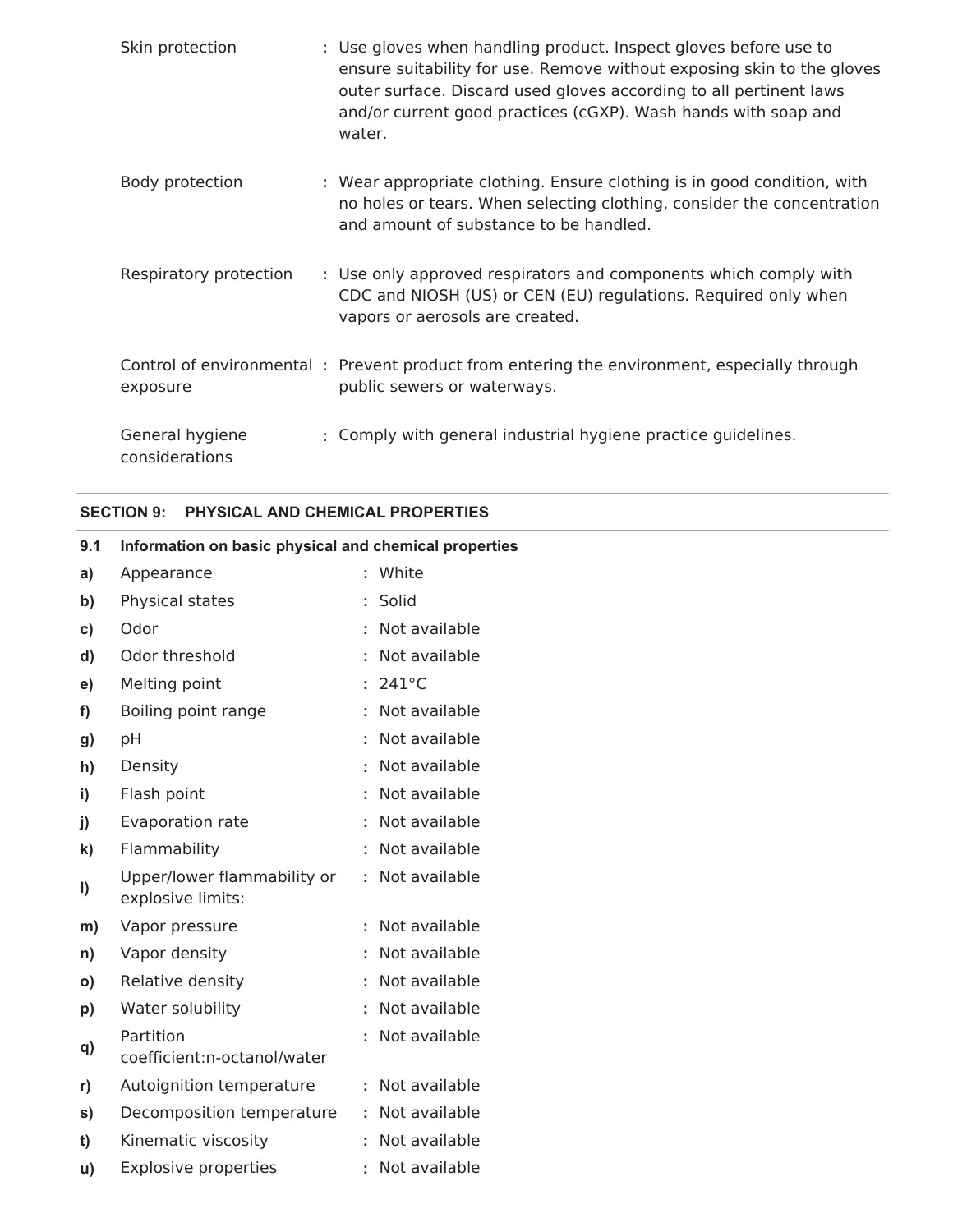| | | |
|---|---|---|
| Skin protection | : | Use gloves when handling product. Inspect gloves before use to ensure suitability for use. Remove without exposing skin to the gloves outer surface. Discard used gloves according to all pertinent laws and/or current good practices (cGXP). Wash hands with soap and water. |
| Body protection | : | Wear appropriate clothing. Ensure clothing is in good condition, with no holes or tears. When selecting clothing, consider the concentration and amount of substance to be handled. |
| Respiratory protection | : | Use only approved respirators and components which comply with CDC and NIOSH (US) or CEN (EU) regulations. Required only when vapors or aerosols are created. |
| Control of environmental exposure | : | Prevent product from entering the environment, especially through public sewers or waterways. |
| General hygiene considerations | : | Comply with general industrial hygiene practice guidelines. |

## SECTION 9: PHYSICAL AND CHEMICAL PROPERTIES

### 9.1 Information on basic physical and chemical properties

| | | | |
|---|---|---|---|
| a) | Appearance | : | White |
| b) | Physical states | : | Solid |
| c) | Odor | : | Not available |
| d) | Odor threshold | : | Not available |
| e) | Melting point | : | 241°C |
| f) | Boiling point range | : | Not available |
| g) | pH | : | Not available |
| h) | Density | : | Not available |
| i) | Flash point | : | Not available |
| j) | Evaporation rate | : | Not available |
| k) | Flammability | : | Not available |
| l) | Upper/lower flammability or explosive limits: | : | Not available |
| m) | Vapor pressure | : | Not available |
| n) | Vapor density | : | Not available |
| o) | Relative density | : | Not available |
| p) | Water solubility | : | Not available |
| q) | Partition coefficient:n-octanol/water | : | Not available |
| r) | Autoignition temperature | : | Not available |
| s) | Decomposition temperature | : | Not available |
| t) | Kinematic viscosity | : | Not available |
| u) | Explosive properties | : | Not available |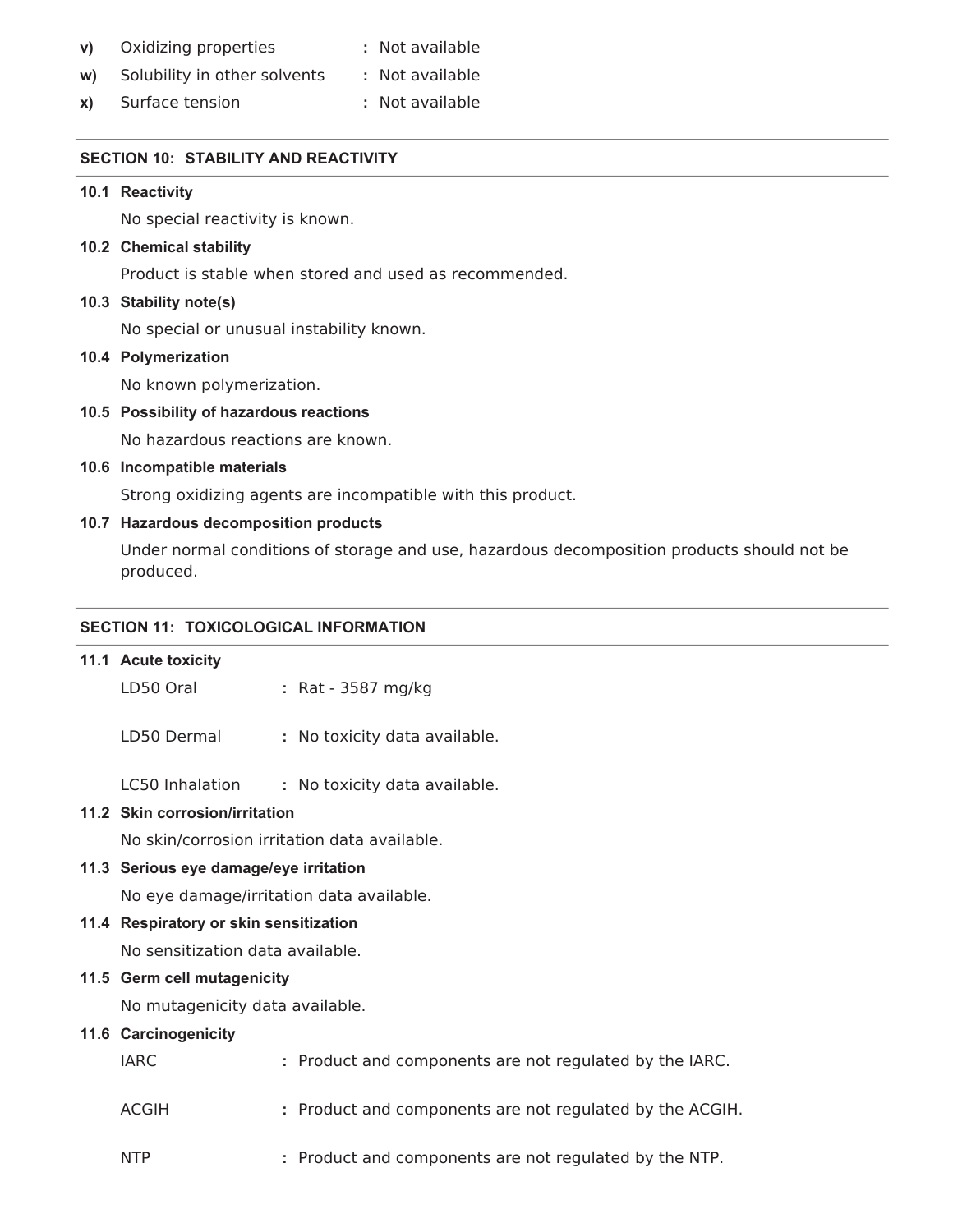- **v)** Oxidizing properties : Not available
- **w)** Solubility in other solvents : Not available
- **x)** Surface tension : Not available

## SECTION 10: STABILITY AND REACTIVITY

### 10.1 Reactivity

No special reactivity is known.

### 10.2 Chemical stability

Product is stable when stored and used as recommended.

### 10.3 Stability note(s)

No special or unusual instability known.

### 10.4 Polymerization

No known polymerization.

### 10.5 Possibility of hazardous reactions

No hazardous reactions are known.

### 10.6 Incompatible materials

Strong oxidizing agents are incompatible with this product.

### 10.7 Hazardous decomposition products

Under normal conditions of storage and use, hazardous decomposition products should not be produced.

## SECTION 11: TOXICOLOGICAL INFORMATION

### 11.1 Acute toxicity

LD50 Oral : Rat - 3587 mg/kg

LD50 Dermal : No toxicity data available.

LC50 Inhalation : No toxicity data available.

### 11.2 Skin corrosion/irritation

No skin/corrosion irritation data available.

### 11.3 Serious eye damage/eye irritation

No eye damage/irritation data available.

### 11.4 Respiratory or skin sensitization

No sensitization data available.

### 11.5 Germ cell mutagenicity

No mutagenicity data available.

### 11.6 Carcinogenicity

IARC : Product and components are not regulated by the IARC.

ACGIH : Product and components are not regulated by the ACGIH.

NTP : Product and components are not regulated by the NTP.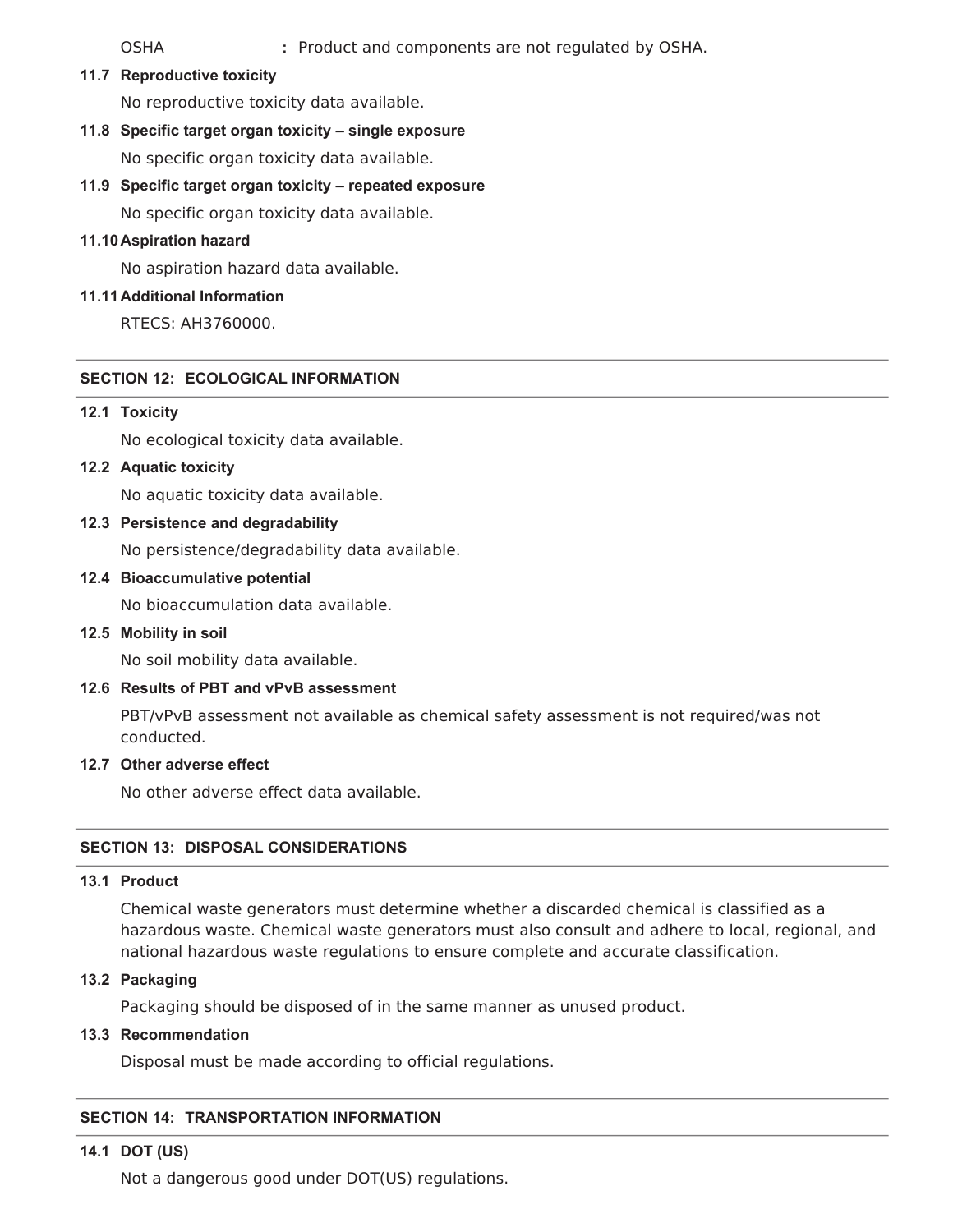OSHA : Product and components are not regulated by OSHA.

### 11.7 Reproductive toxicity

No reproductive toxicity data available.

### 11.8 Specific target organ toxicity – single exposure

No specific organ toxicity data available.

### 11.9 Specific target organ toxicity – repeated exposure

No specific organ toxicity data available.

### 11.10 Aspiration hazard

No aspiration hazard data available.

### 11.11 Additional Information

RTECS: AH3760000.

## SECTION 12: ECOLOGICAL INFORMATION

### 12.1 Toxicity

No ecological toxicity data available.

### 12.2 Aquatic toxicity

No aquatic toxicity data available.

### 12.3 Persistence and degradability

No persistence/degradability data available.

### 12.4 Bioaccumulative potential

No bioaccumulation data available.

### 12.5 Mobility in soil

No soil mobility data available.

### 12.6 Results of PBT and vPvB assessment

PBT/vPvB assessment not available as chemical safety assessment is not required/was not conducted.

### 12.7 Other adverse effect

No other adverse effect data available.

## SECTION 13: DISPOSAL CONSIDERATIONS

### 13.1 Product

Chemical waste generators must determine whether a discarded chemical is classified as a hazardous waste. Chemical waste generators must also consult and adhere to local, regional, and national hazardous waste regulations to ensure complete and accurate classification.

### 13.2 Packaging

Packaging should be disposed of in the same manner as unused product.

### 13.3 Recommendation

Disposal must be made according to official regulations.

## SECTION 14: TRANSPORTATION INFORMATION

### 14.1 DOT (US)

Not a dangerous good under DOT(US) regulations.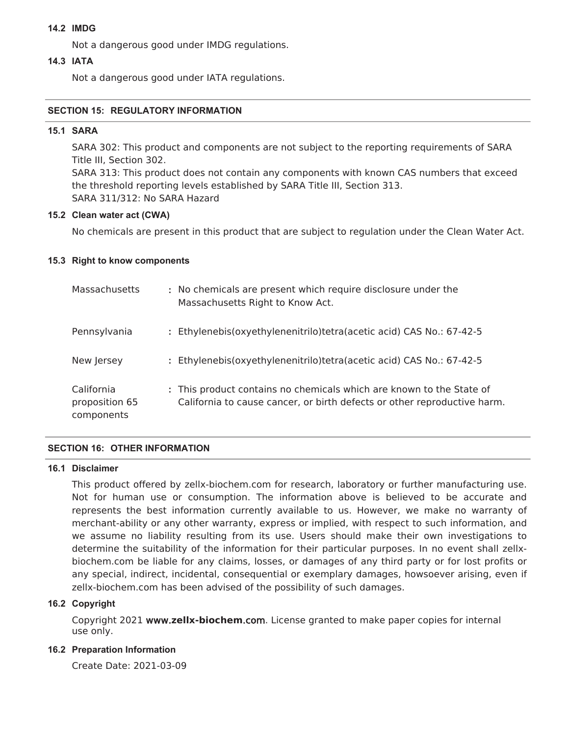### 14.2 IMDG

Not a dangerous good under IMDG regulations.

### 14.3 IATA

Not a dangerous good under IATA regulations.

## SECTION 15: REGULATORY INFORMATION

### 15.1 SARA

SARA 302: This product and components are not subject to the reporting requirements of SARA Title III, Section 302.
SARA 313: This product does not contain any components with known CAS numbers that exceed the threshold reporting levels established by SARA Title III, Section 313.
SARA 311/312: No SARA Hazard

### 15.2 Clean water act (CWA)

No chemicals are present in this product that are subject to regulation under the Clean Water Act.

### 15.3 Right to know components

| | |
|---|---|
| Massachusetts | : No chemicals are present which require disclosure under the Massachusetts Right to Know Act. |
| Pennsylvania | : Ethylenebis(oxyethylenenitrilo)tetra(acetic acid) CAS No.: 67-42-5 |
| New Jersey | : Ethylenebis(oxyethylenenitrilo)tetra(acetic acid) CAS No.: 67-42-5 |
| California proposition 65 components | : This product contains no chemicals which are known to the State of California to cause cancer, or birth defects or other reproductive harm. |

## SECTION 16: OTHER INFORMATION

### 16.1 Disclaimer

This product offered by zellx-biochem.com for research, laboratory or further manufacturing use. Not for human use or consumption. The information above is believed to be accurate and represents the best information currently available to us. However, we make no warranty of merchant-ability or any other warranty, express or implied, with respect to such information, and we assume no liability resulting from its use. Users should make their own investigations to determine the suitability of the information for their particular purposes. In no event shall zellx-biochem.com be liable for any claims, losses, or damages of any third party or for lost profits or any special, indirect, incidental, consequential or exemplary damages, howsoever arising, even if zellx-biochem.com has been advised of the possibility of such damages.

### 16.2 Copyright

Copyright 2021 www.**zellx-biochem**.com. License granted to make paper copies for internal use only.

### 16.2 Preparation Information

Create Date: 2021-03-09